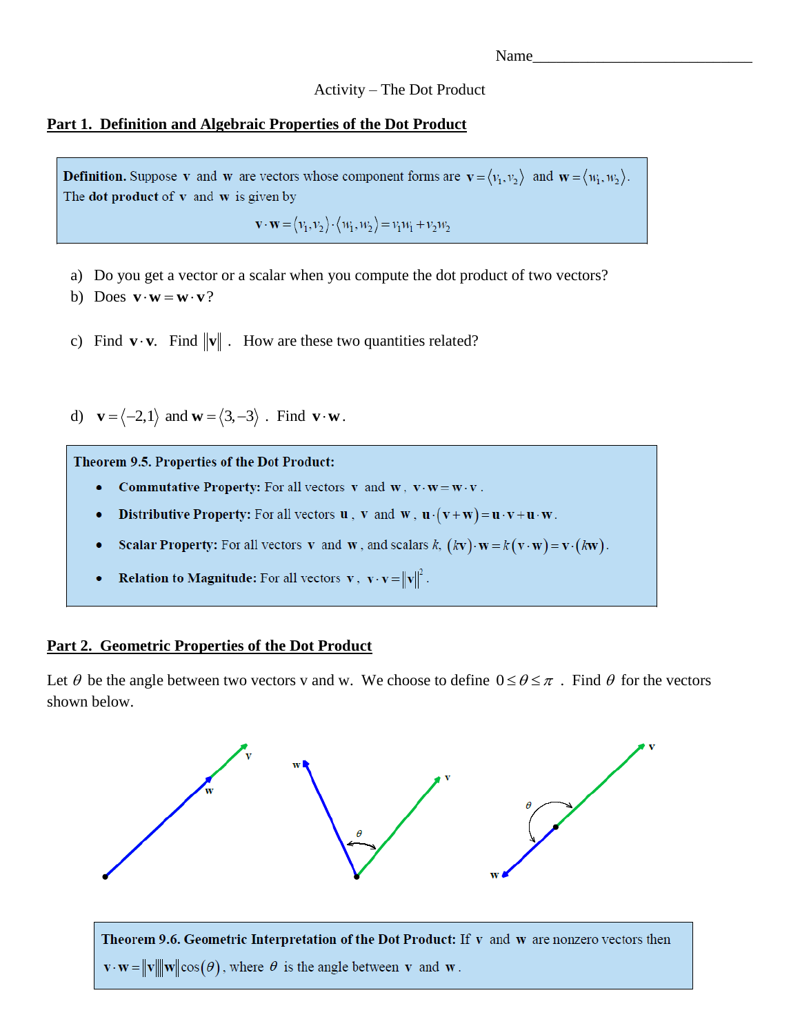Name______________________________

Activity – The Dot Product

## Part 1. Definition and Algebraic Properties of the Dot Product

> **Definition.** Suppose $\mathbf{v}$ and $\mathbf{w}$ are vectors whose component forms are $\mathbf{v} = \langle v_1, v_2 \rangle$ and $\mathbf{w} = \langle w_1, w_2 \rangle$. The **dot product** of $\mathbf{v}$ and $\mathbf{w}$ is given by
>
> $$\mathbf{v} \cdot \mathbf{w} = \langle v_1, v_2 \rangle \cdot \langle w_1, w_2 \rangle = v_1 w_1 + v_2 w_2$$

a) Do you get a vector or a scalar when you compute the dot product of two vectors?

b) Does $\mathbf{v} \cdot \mathbf{w} = \mathbf{w} \cdot \mathbf{v}$?

c) Find $\mathbf{v} \cdot \mathbf{v}$. Find $\|\mathbf{v}\|$. How are these two quantities related?

d) $\mathbf{v} = \langle -2, 1 \rangle$ and $\mathbf{w} = \langle 3, -3 \rangle$. Find $\mathbf{v} \cdot \mathbf{w}$.

> **Theorem 9.5. Properties of the Dot Product:**
>
> - **Commutative Property:** For all vectors $\mathbf{v}$ and $\mathbf{w}$, $\mathbf{v} \cdot \mathbf{w} = \mathbf{w} \cdot \mathbf{v}$.
> - **Distributive Property:** For all vectors $\mathbf{u}$, $\mathbf{v}$ and $\mathbf{w}$, $\mathbf{u} \cdot (\mathbf{v} + \mathbf{w}) = \mathbf{u} \cdot \mathbf{v} + \mathbf{u} \cdot \mathbf{w}$.
> - **Scalar Property:** For all vectors $\mathbf{v}$ and $\mathbf{w}$, and scalars $k$, $(k\mathbf{v}) \cdot \mathbf{w} = k(\mathbf{v} \cdot \mathbf{w}) = \mathbf{v} \cdot (k\mathbf{w})$.
> - **Relation to Magnitude:** For all vectors $\mathbf{v}$, $\mathbf{v} \cdot \mathbf{v} = \|\mathbf{v}\|^2$.

## Part 2. Geometric Properties of the Dot Product

Let $\theta$ be the angle between two vectors v and w. We choose to define $0 \le \theta \le \pi$. Find $\theta$ for the vectors shown below.

> **Theorem 9.6. Geometric Interpretation of the Dot Product:** If $\mathbf{v}$ and $\mathbf{w}$ are nonzero vectors then $\mathbf{v} \cdot \mathbf{w} = \|\mathbf{v}\| \|\mathbf{w}\| \cos(\theta)$, where $\theta$ is the angle between $\mathbf{v}$ and $\mathbf{w}$.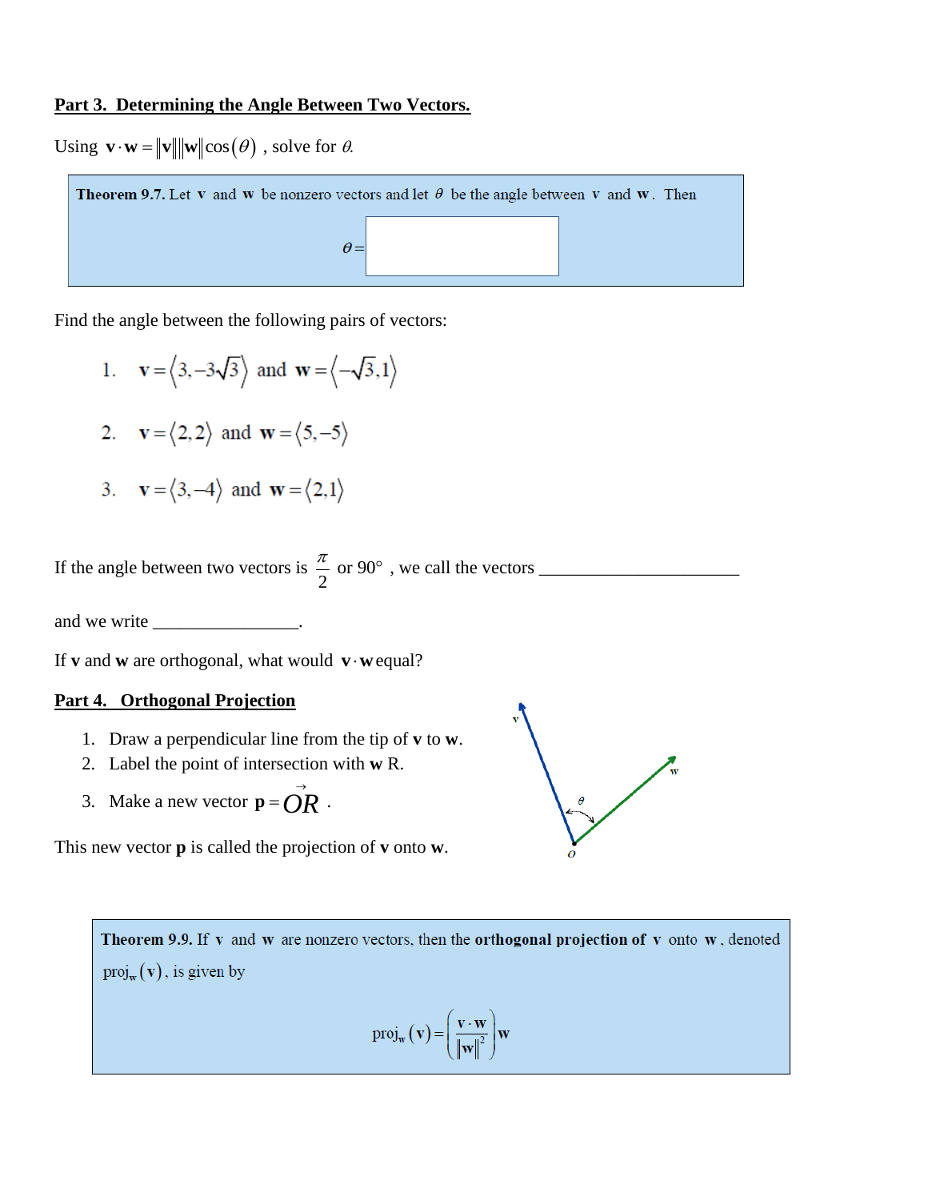## Part 3. Determining the Angle Between Two Vectors.

Using $\mathbf{v}\cdot\mathbf{w} = \|\mathbf{v}\|\|\mathbf{w}\|\cos(\theta)$ , solve for $\theta$.

> **Theorem 9.7.** Let $\mathbf{v}$ and $\mathbf{w}$ be nonzero vectors and let $\theta$ be the angle between $\mathbf{v}$ and $\mathbf{w}$. Then
>
> $$\theta = \boxed{\phantom{xxxxxxxxxx}}$$

Find the angle between the following pairs of vectors:

1. $\mathbf{v} = \langle 3, -3\sqrt{3} \rangle$ and $\mathbf{w} = \langle -\sqrt{3}, 1 \rangle$

2. $\mathbf{v} = \langle 2, 2 \rangle$ and $\mathbf{w} = \langle 5, -5 \rangle$

3. $\mathbf{v} = \langle 3, -4 \rangle$ and $\mathbf{w} = \langle 2, 1 \rangle$

If the angle between two vectors is $\frac{\pi}{2}$ or $90°$ , we call the vectors ______________________

and we write ________________.

If **v** and **w** are orthogonal, what would $\mathbf{v}\cdot\mathbf{w}$ equal?

## Part 4. Orthogonal Projection

1. Draw a perpendicular line from the tip of **v** to **w**.
2. Label the point of intersection with **w** R.
3. Make a new vector $\mathbf{p} = \overrightarrow{OR}$ .

This new vector **p** is called the projection of **v** onto **w**.

> **Theorem 9.9.** If $\mathbf{v}$ and $\mathbf{w}$ are nonzero vectors, then the **orthogonal projection of** $\mathbf{v}$ onto $\mathbf{w}$, denoted $\text{proj}_{\mathbf{w}}(\mathbf{v})$, is given by
>
> $$\text{proj}_{\mathbf{w}}(\mathbf{v}) = \left(\frac{\mathbf{v}\cdot\mathbf{w}}{\|\mathbf{w}\|^2}\right)\mathbf{w}$$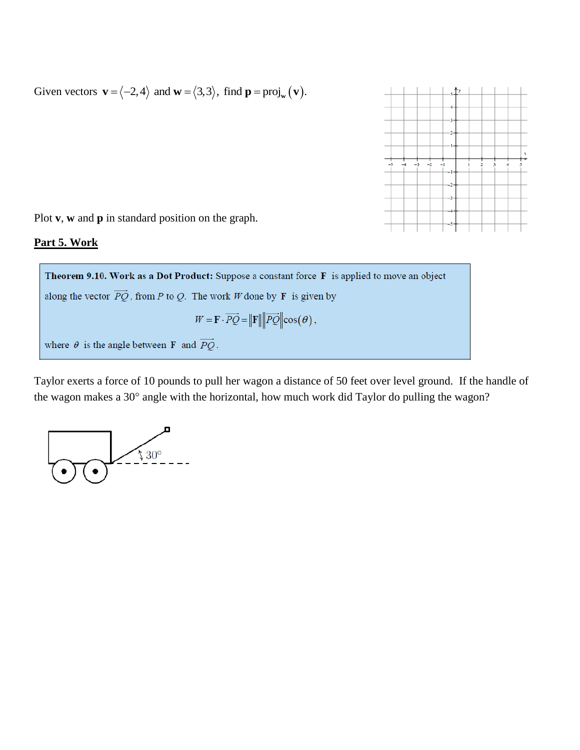Given vectors $\mathbf{v} = \langle -2, 4 \rangle$ and $\mathbf{w} = \langle 3, 3 \rangle$, find $\mathbf{p} = \text{proj}_{\mathbf{w}}(\mathbf{v})$.

y

5
4
3
2
1
−5 −4 −3 −2 −1 1 2 3 4 5 x
−1
−2
−3
−4
−5

Plot **v**, **w** and **p** in standard position on the graph.

## Part 5. Work

> **Theorem 9.10. Work as a Dot Product:** Suppose a constant force $\mathbf{F}$ is applied to move an object along the vector $\overrightarrow{PQ}$, from $P$ to $Q$. The work $W$ done by $\mathbf{F}$ is given by
>
> $$W = \mathbf{F} \cdot \overrightarrow{PQ} = \|\mathbf{F}\| \|\overrightarrow{PQ}\| \cos(\theta),$$
>
> where $\theta$ is the angle between $\mathbf{F}$ and $\overrightarrow{PQ}$.

Taylor exerts a force of 10 pounds to pull her wagon a distance of 50 feet over level ground. If the handle of the wagon makes a 30° angle with the horizontal, how much work did Taylor do pulling the wagon?

30°